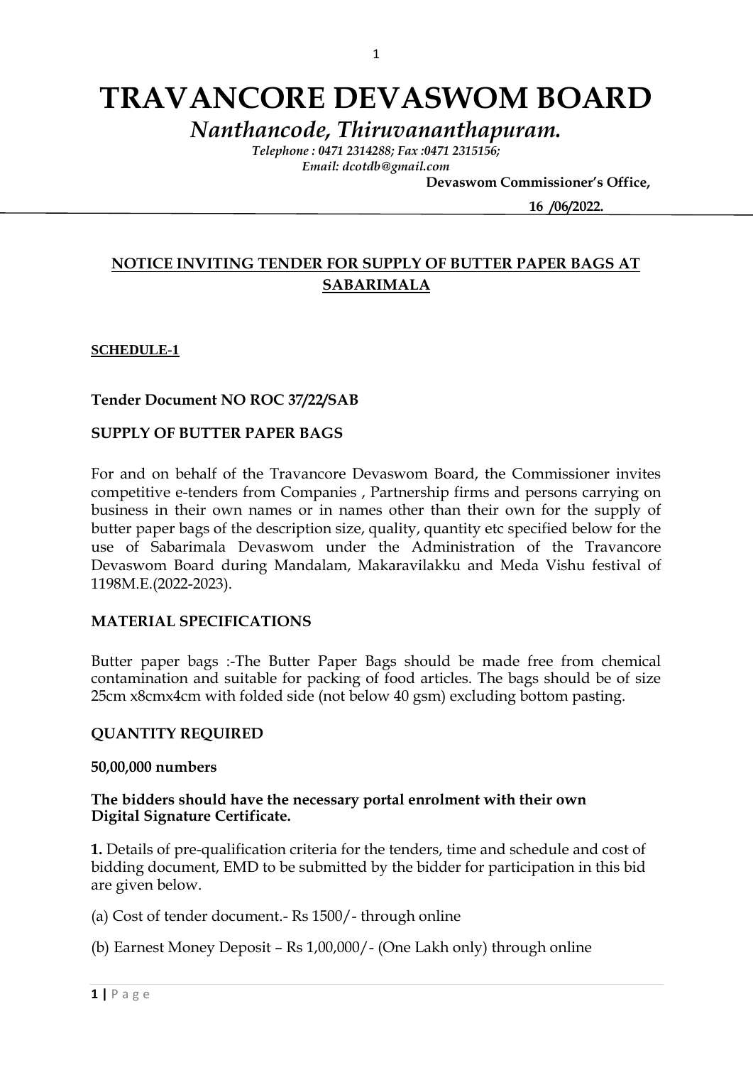# TRAVANCORE DEVASWOM BOARD

*Nanthancode, Thiruvananthapuram.*

*Telephone : 0471 2314288; Fax :0471 2315156;*
*Email: dcotdb@gmail.com*

**Devaswom Commissioner's Office,**

**16 /06/2022.**

## NOTICE INVITING TENDER FOR SUPPLY OF BUTTER PAPER BAGS AT SABARIMALA

**SCHEDULE-1**

**Tender Document NO ROC 37/22/SAB**

**SUPPLY OF BUTTER PAPER BAGS**

For and on behalf of the Travancore Devaswom Board, the Commissioner invites competitive e-tenders from Companies , Partnership firms and persons carrying on business in their own names or in names other than their own for the supply of butter paper bags of the description size, quality, quantity etc specified below for the use of Sabarimala Devaswom under the Administration of the Travancore Devaswom Board during Mandalam, Makaravilakku and Meda Vishu festival of 1198M.E.(2022-2023).

**MATERIAL SPECIFICATIONS**

Butter paper bags :-The Butter Paper Bags should be made free from chemical contamination and suitable for packing of food articles. The bags should be of size 25cm x8cmx4cm with folded side (not below 40 gsm) excluding bottom pasting.

**QUANTITY REQUIRED**

**50,00,000 numbers**

**The bidders should have the necessary portal enrolment with their own Digital Signature Certificate.**

**1.** Details of pre-qualification criteria for the tenders, time and schedule and cost of bidding document, EMD to be submitted by the bidder for participation in this bid are given below.

(a) Cost of tender document.- Rs 1500/- through online

(b) Earnest Money Deposit – Rs 1,00,000/- (One Lakh only) through online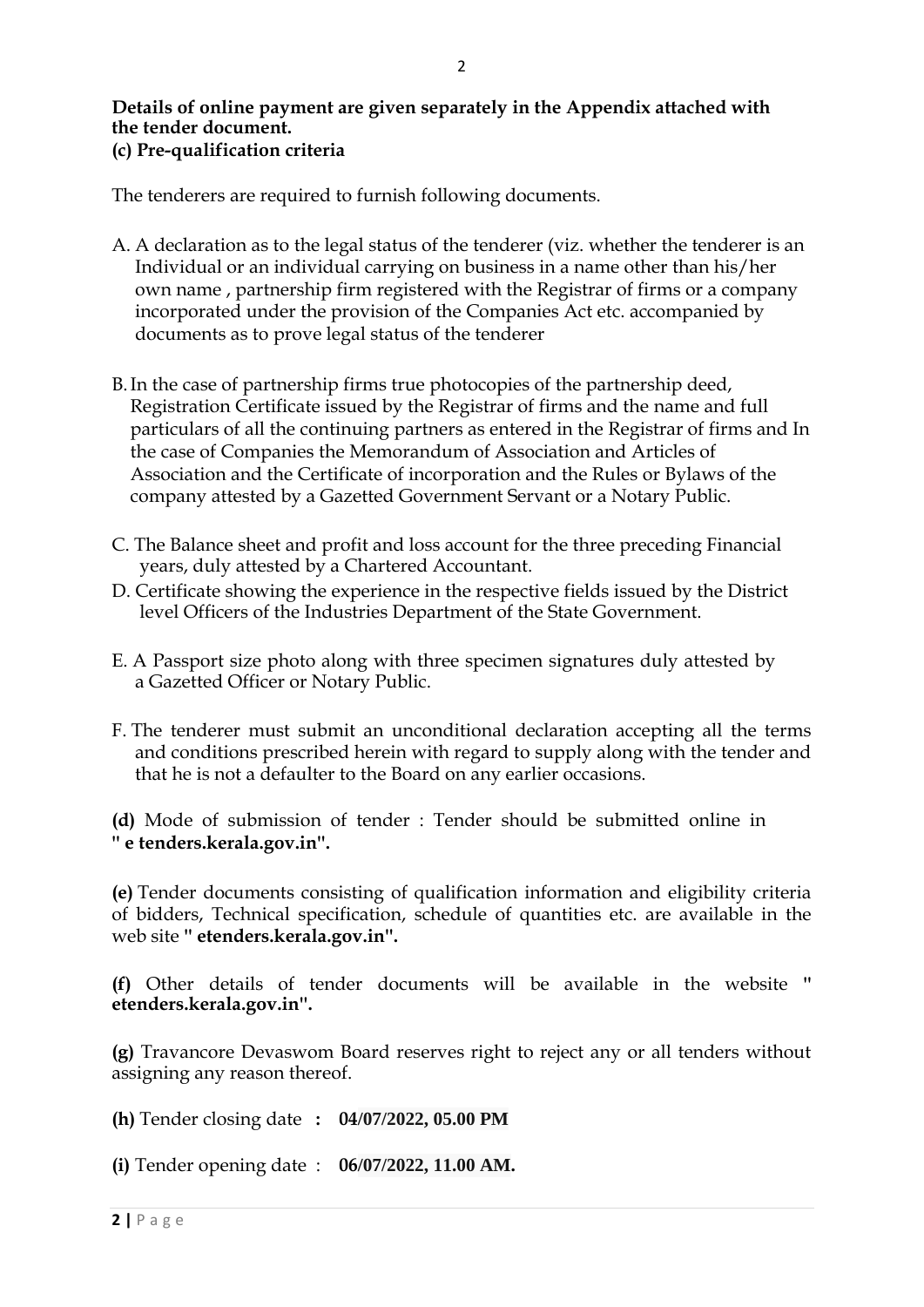**Details of online payment are given separately in the Appendix attached with the tender document.**

**(c) Pre-qualification criteria**

The tenderers are required to furnish following documents.

A. A declaration as to the legal status of the tenderer (viz. whether the tenderer is an Individual or an individual carrying on business in a name other than his/her own name , partnership firm registered with the Registrar of firms or a company incorporated under the provision of the Companies Act etc. accompanied by documents as to prove legal status of the tenderer

B. In the case of partnership firms true photocopies of the partnership deed, Registration Certificate issued by the Registrar of firms and the name and full particulars of all the continuing partners as entered in the Registrar of firms and In the case of Companies the Memorandum of Association and Articles of Association and the Certificate of incorporation and the Rules or Bylaws of the company attested by a Gazetted Government Servant or a Notary Public.

C. The Balance sheet and profit and loss account for the three preceding Financial years, duly attested by a Chartered Accountant.

D. Certificate showing the experience in the respective fields issued by the District level Officers of the Industries Department of the State Government.

E. A Passport size photo along with three specimen signatures duly attested by a Gazetted Officer or Notary Public.

F. The tenderer must submit an unconditional declaration accepting all the terms and conditions prescribed herein with regard to supply along with the tender and that he is not a defaulter to the Board on any earlier occasions.

**(d)** Mode of submission of tender : Tender should be submitted online in **" e tenders.kerala.gov.in".**

**(e)** Tender documents consisting of qualification information and eligibility criteria of bidders, Technical specification, schedule of quantities etc. are available in the web site **" etenders.kerala.gov.in".**

**(f)** Other details of tender documents will be available in the website **" etenders.kerala.gov.in".**

**(g)** Travancore Devaswom Board reserves right to reject any or all tenders without assigning any reason thereof.

**(h)** Tender closing date **: 04/07/2022, 05.00 PM**

**(i)** Tender opening date : **06/07/2022, 11.00 AM.**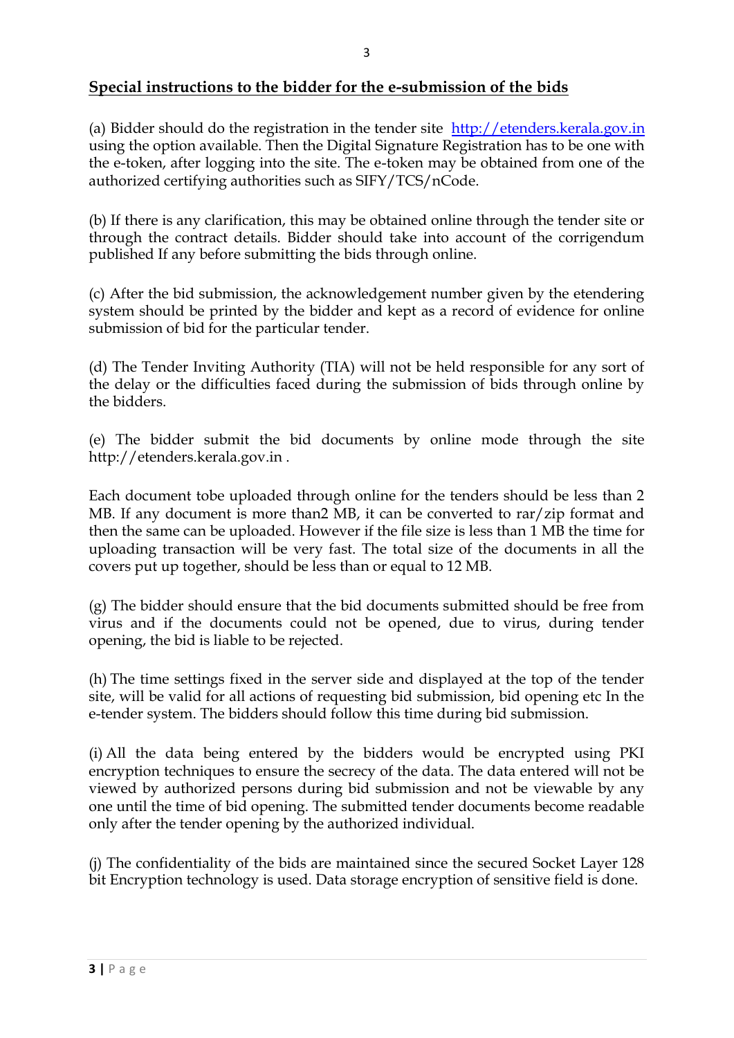## Special instructions to the bidder for the e-submission of the bids

(a) Bidder should do the registration in the tender site [http://etenders.kerala.gov.in](http://etenders.kerala.gov.in) using the option available. Then the Digital Signature Registration has to be one with the e-token, after logging into the site. The e-token may be obtained from one of the authorized certifying authorities such as SIFY/TCS/nCode.

(b) If there is any clarification, this may be obtained online through the tender site or through the contract details. Bidder should take into account of the corrigendum published If any before submitting the bids through online.

(c) After the bid submission, the acknowledgement number given by the etendering system should be printed by the bidder and kept as a record of evidence for online submission of bid for the particular tender.

(d) The Tender Inviting Authority (TIA) will not be held responsible for any sort of the delay or the difficulties faced during the submission of bids through online by the bidders.

(e) The bidder submit the bid documents by online mode through the site http://etenders.kerala.gov.in .

Each document tobe uploaded through online for the tenders should be less than 2 MB. If any document is more than2 MB, it can be converted to rar/zip format and then the same can be uploaded. However if the file size is less than 1 MB the time for uploading transaction will be very fast. The total size of the documents in all the covers put up together, should be less than or equal to 12 MB.

(g) The bidder should ensure that the bid documents submitted should be free from virus and if the documents could not be opened, due to virus, during tender opening, the bid is liable to be rejected.

(h) The time settings fixed in the server side and displayed at the top of the tender site, will be valid for all actions of requesting bid submission, bid opening etc In the e-tender system. The bidders should follow this time during bid submission.

(i) All the data being entered by the bidders would be encrypted using PKI encryption techniques to ensure the secrecy of the data. The data entered will not be viewed by authorized persons during bid submission and not be viewable by any one until the time of bid opening. The submitted tender documents become readable only after the tender opening by the authorized individual.

(j) The confidentiality of the bids are maintained since the secured Socket Layer 128 bit Encryption technology is used. Data storage encryption of sensitive field is done.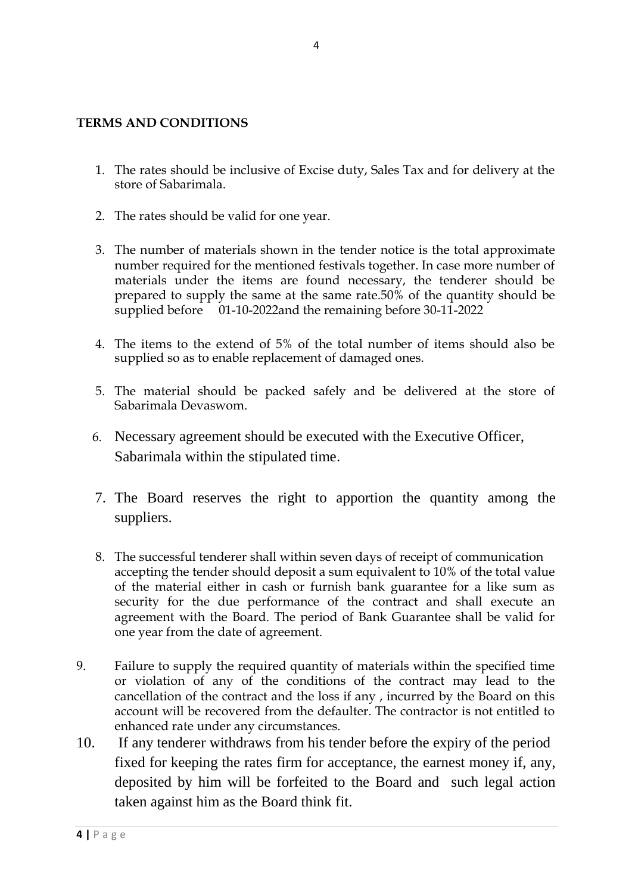**TERMS AND CONDITIONS**

1. The rates should be inclusive of Excise duty, Sales Tax and for delivery at the store of Sabarimala.
2. The rates should be valid for one year.
3. The number of materials shown in the tender notice is the total approximate number required for the mentioned festivals together. In case more number of materials under the items are found necessary, the tenderer should be prepared to supply the same at the same rate.50% of the quantity should be supplied before 01-10-2022and the remaining before 30-11-2022
4. The items to the extend of 5% of the total number of items should also be supplied so as to enable replacement of damaged ones.
5. The material should be packed safely and be delivered at the store of Sabarimala Devaswom.
6. Necessary agreement should be executed with the Executive Officer, Sabarimala within the stipulated time.
7. The Board reserves the right to apportion the quantity among the suppliers.
8. The successful tenderer shall within seven days of receipt of communication accepting the tender should deposit a sum equivalent to 10% of the total value of the material either in cash or furnish bank guarantee for a like sum as security for the due performance of the contract and shall execute an agreement with the Board. The period of Bank Guarantee shall be valid for one year from the date of agreement.
9. Failure to supply the required quantity of materials within the specified time or violation of any of the conditions of the contract may lead to the cancellation of the contract and the loss if any , incurred by the Board on this account will be recovered from the defaulter. The contractor is not entitled to enhanced rate under any circumstances.
10. If any tenderer withdraws from his tender before the expiry of the period fixed for keeping the rates firm for acceptance, the earnest money if, any, deposited by him will be forfeited to the Board and such legal action taken against him as the Board think fit.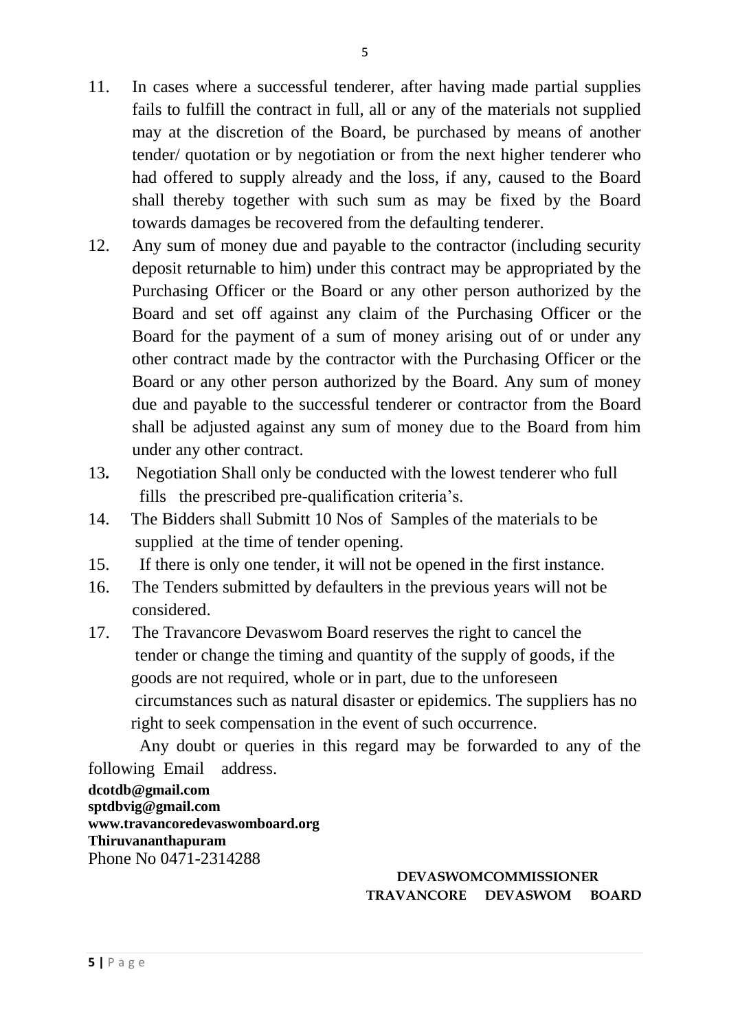11. In cases where a successful tenderer, after having made partial supplies fails to fulfill the contract in full, all or any of the materials not supplied may at the discretion of the Board, be purchased by means of another tender/ quotation or by negotiation or from the next higher tenderer who had offered to supply already and the loss, if any, caused to the Board shall thereby together with such sum as may be fixed by the Board towards damages be recovered from the defaulting tenderer.
12. Any sum of money due and payable to the contractor (including security deposit returnable to him) under this contract may be appropriated by the Purchasing Officer or the Board or any other person authorized by the Board and set off against any claim of the Purchasing Officer or the Board for the payment of a sum of money arising out of or under any other contract made by the contractor with the Purchasing Officer or the Board or any other person authorized by the Board. Any sum of money due and payable to the successful tenderer or contractor from the Board shall be adjusted against any sum of money due to the Board from him under any other contract.
13. Negotiation Shall only be conducted with the lowest tenderer who full fills the prescribed pre-qualification criteria's.
14. The Bidders shall Submitt 10 Nos of Samples of the materials to be supplied at the time of tender opening.
15. If there is only one tender, it will not be opened in the first instance.
16. The Tenders submitted by defaulters in the previous years will not be considered.
17. The Travancore Devaswom Board reserves the right to cancel the tender or change the timing and quantity of the supply of goods, if the goods are not required, whole or in part, due to the unforeseen circumstances such as natural disaster or epidemics. The suppliers has no right to seek compensation in the event of such occurrence.

Any doubt or queries in this regard may be forwarded to any of the following Email address.

**dcotdb@gmail.com**
**sptdbvig@gmail.com**
**www.travancoredevaswomboard.org**
**Thiruvananthapuram**
Phone No 0471-2314288

**DEVASWOMCOMMISSIONER**
**TRAVANCORE DEVASWOM BOARD**